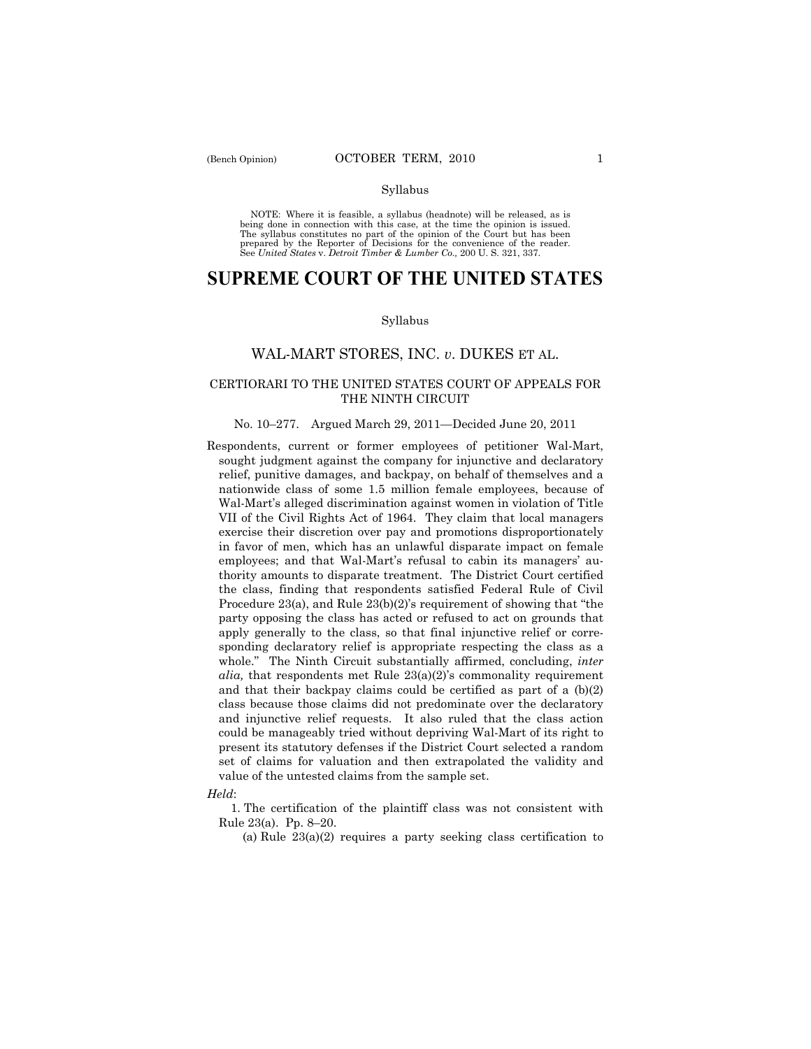Syllabus

NOTE: Where it is feasible, a syllabus (headnote) will be released, as is being done in connection with this case, at the time the opinion is issued. The syllabus constitutes no part of the opinion of the Court but has been prepared by the Reporter of Decisions for the convenience of the reader. See *United States* v. *Detroit Timber & Lumber Co.,* 200 U. S. 321, 337.

# SUPREME COURT OF THE UNITED STATES

Syllabus

## WAL-MART STORES, INC. *v*. DUKES ET AL.

### CERTIORARI TO THE UNITED STATES COURT OF APPEALS FOR THE NINTH CIRCUIT

No. 10–277. Argued March 29, 2011—Decided June 20, 2011

Respondents, current or former employees of petitioner Wal-Mart, sought judgment against the company for injunctive and declaratory relief, punitive damages, and backpay, on behalf of themselves and a nationwide class of some 1.5 million female employees, because of Wal-Mart's alleged discrimination against women in violation of Title VII of the Civil Rights Act of 1964. They claim that local managers exercise their discretion over pay and promotions disproportionately in favor of men, which has an unlawful disparate impact on female employees; and that Wal-Mart's refusal to cabin its managers' authority amounts to disparate treatment. The District Court certified the class, finding that respondents satisfied Federal Rule of Civil Procedure 23(a), and Rule 23(b)(2)'s requirement of showing that "the party opposing the class has acted or refused to act on grounds that apply generally to the class, so that final injunctive relief or corresponding declaratory relief is appropriate respecting the class as a whole." The Ninth Circuit substantially affirmed, concluding, *inter alia,* that respondents met Rule 23(a)(2)'s commonality requirement and that their backpay claims could be certified as part of a (b)(2) class because those claims did not predominate over the declaratory and injunctive relief requests. It also ruled that the class action could be manageably tried without depriving Wal-Mart of its right to present its statutory defenses if the District Court selected a random set of claims for valuation and then extrapolated the validity and value of the untested claims from the sample set.

*Held*:

1. The certification of the plaintiff class was not consistent with Rule 23(a). Pp. 8–20.

(a) Rule 23(a)(2) requires a party seeking class certification to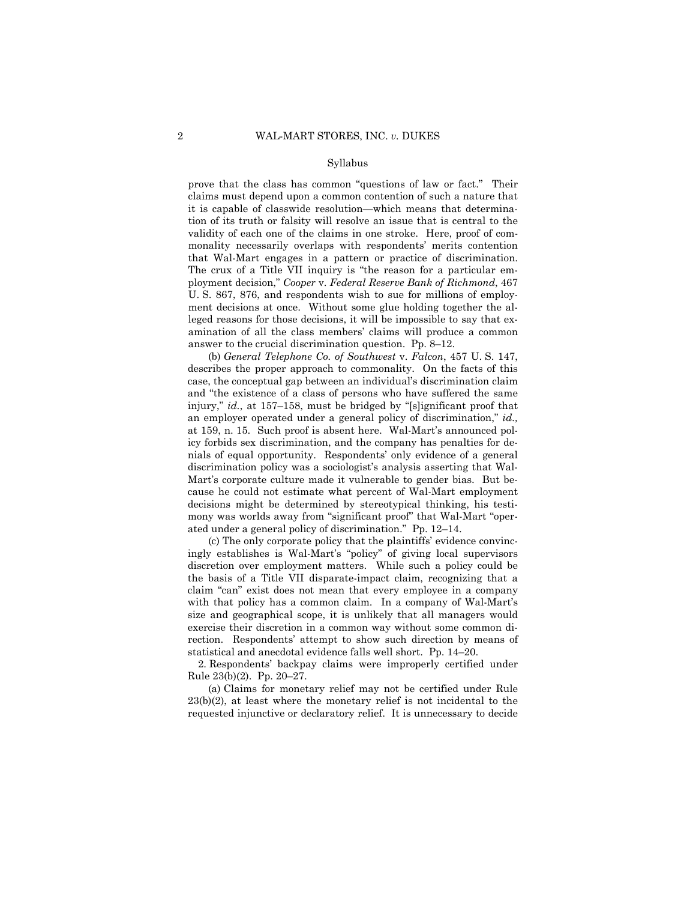prove that the class has common "questions of law or fact." Their claims must depend upon a common contention of such a nature that it is capable of classwide resolution—which means that determination of its truth or falsity will resolve an issue that is central to the validity of each one of the claims in one stroke. Here, proof of commonality necessarily overlaps with respondents' merits contention that Wal-Mart engages in a pattern or practice of discrimination. The crux of a Title VII inquiry is "the reason for a particular employment decision," *Cooper* v. *Federal Reserve Bank of Richmond*, 467 U. S. 867, 876, and respondents wish to sue for millions of employment decisions at once. Without some glue holding together the alleged reasons for those decisions, it will be impossible to say that examination of all the class members' claims will produce a common answer to the crucial discrimination question. Pp. 8–12.

(b) *General Telephone Co. of Southwest* v. *Falcon*, 457 U. S. 147, describes the proper approach to commonality. On the facts of this case, the conceptual gap between an individual's discrimination claim and "the existence of a class of persons who have suffered the same injury," *id.*, at 157–158, must be bridged by "[s]ignificant proof that an employer operated under a general policy of discrimination," *id.,* at 159, n. 15. Such proof is absent here. Wal-Mart's announced policy forbids sex discrimination, and the company has penalties for denials of equal opportunity. Respondents' only evidence of a general discrimination policy was a sociologist's analysis asserting that Wal-Mart's corporate culture made it vulnerable to gender bias. But because he could not estimate what percent of Wal-Mart employment decisions might be determined by stereotypical thinking, his testimony was worlds away from "significant proof" that Wal-Mart "operated under a general policy of discrimination." Pp. 12–14.

(c) The only corporate policy that the plaintiffs' evidence convincingly establishes is Wal-Mart's "policy" of giving local supervisors discretion over employment matters. While such a policy could be the basis of a Title VII disparate-impact claim, recognizing that a claim "can" exist does not mean that every employee in a company with that policy has a common claim. In a company of Wal-Mart's size and geographical scope, it is unlikely that all managers would exercise their discretion in a common way without some common direction. Respondents' attempt to show such direction by means of statistical and anecdotal evidence falls well short. Pp. 14–20.

2. Respondents' backpay claims were improperly certified under Rule 23(b)(2). Pp. 20–27.

(a) Claims for monetary relief may not be certified under Rule 23(b)(2), at least where the monetary relief is not incidental to the requested injunctive or declaratory relief. It is unnecessary to decide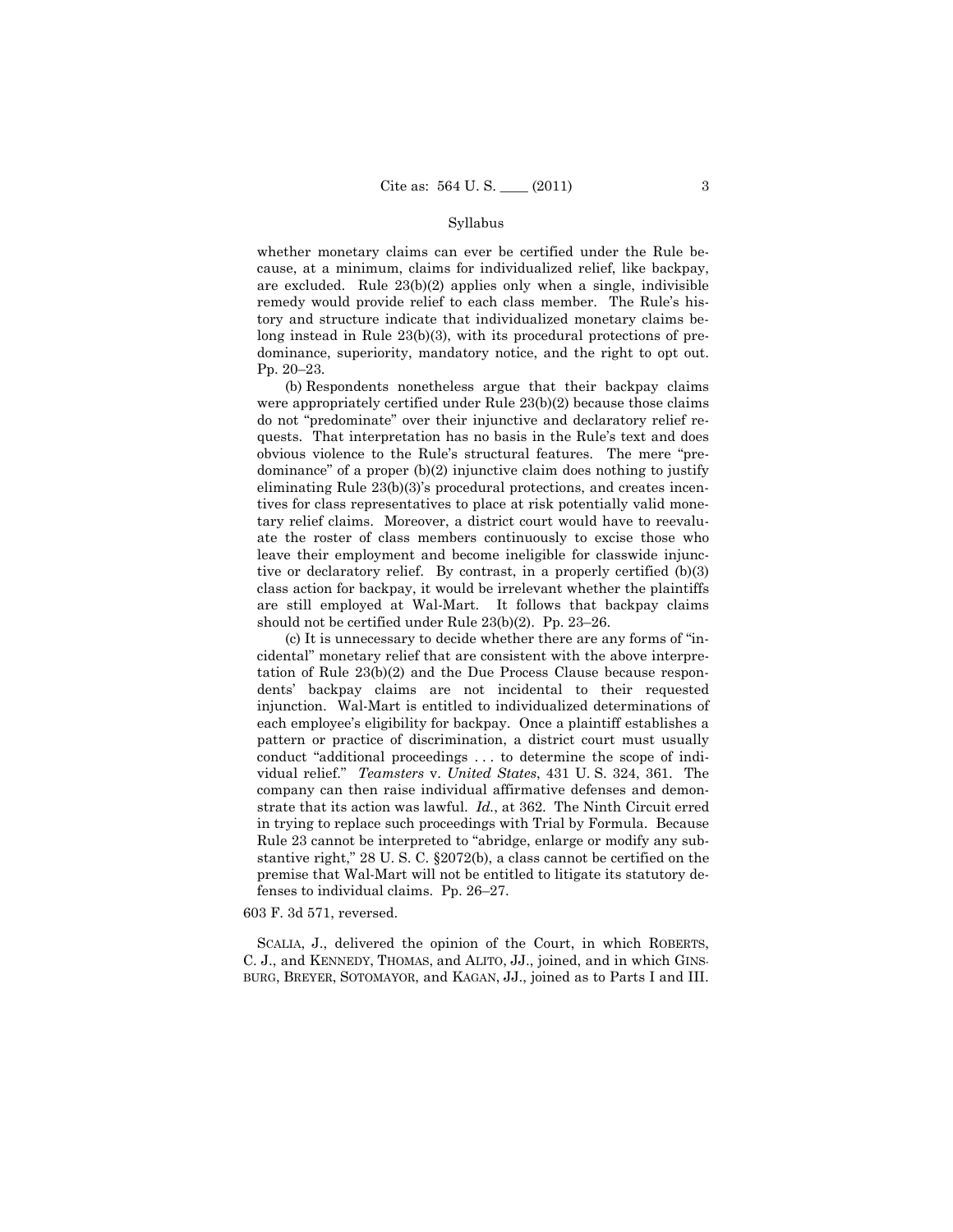whether monetary claims can ever be certified under the Rule because, at a minimum, claims for individualized relief, like backpay, are excluded. Rule 23(b)(2) applies only when a single, indivisible remedy would provide relief to each class member. The Rule's history and structure indicate that individualized monetary claims belong instead in Rule 23(b)(3), with its procedural protections of predominance, superiority, mandatory notice, and the right to opt out. Pp. 20–23.

(b) Respondents nonetheless argue that their backpay claims were appropriately certified under Rule 23(b)(2) because those claims do not "predominate" over their injunctive and declaratory relief requests. That interpretation has no basis in the Rule's text and does obvious violence to the Rule's structural features. The mere "predominance" of a proper (b)(2) injunctive claim does nothing to justify eliminating Rule 23(b)(3)'s procedural protections, and creates incentives for class representatives to place at risk potentially valid monetary relief claims. Moreover, a district court would have to reevaluate the roster of class members continuously to excise those who leave their employment and become ineligible for classwide injunctive or declaratory relief. By contrast, in a properly certified (b)(3) class action for backpay, it would be irrelevant whether the plaintiffs are still employed at Wal-Mart. It follows that backpay claims should not be certified under Rule 23(b)(2). Pp. 23–26.

(c) It is unnecessary to decide whether there are any forms of "incidental" monetary relief that are consistent with the above interpretation of Rule 23(b)(2) and the Due Process Clause because respondents' backpay claims are not incidental to their requested injunction. Wal-Mart is entitled to individualized determinations of each employee's eligibility for backpay. Once a plaintiff establishes a pattern or practice of discrimination, a district court must usually conduct "additional proceedings . . . to determine the scope of individual relief." *Teamsters* v. *United States*, 431 U. S. 324, 361. The company can then raise individual affirmative defenses and demonstrate that its action was lawful. *Id.*, at 362. The Ninth Circuit erred in trying to replace such proceedings with Trial by Formula. Because Rule 23 cannot be interpreted to "abridge, enlarge or modify any substantive right," 28 U. S. C. §2072(b), a class cannot be certified on the premise that Wal-Mart will not be entitled to litigate its statutory defenses to individual claims. Pp. 26–27.

603 F. 3d 571, reversed.

SCALIA, J., delivered the opinion of the Court, in which ROBERTS, C. J., and KENNEDY, THOMAS, and ALITO, JJ., joined, and in which GINSBURG, BREYER, SOTOMAYOR, and KAGAN, JJ., joined as to Parts I and III.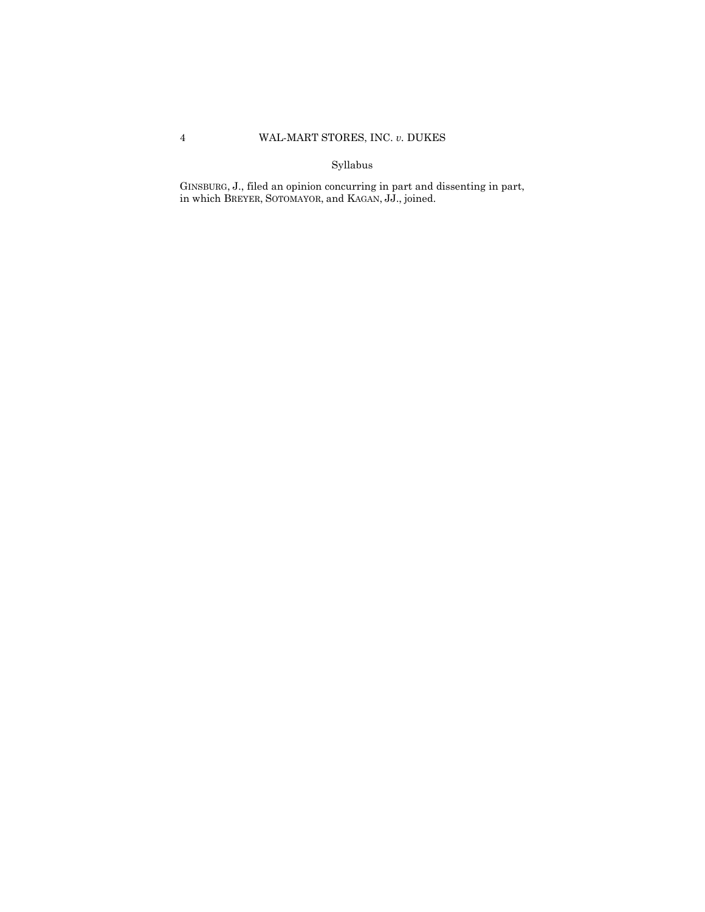GINSBURG, J., filed an opinion concurring in part and dissenting in part, in which BREYER, SOTOMAYOR, and KAGAN, JJ., joined.